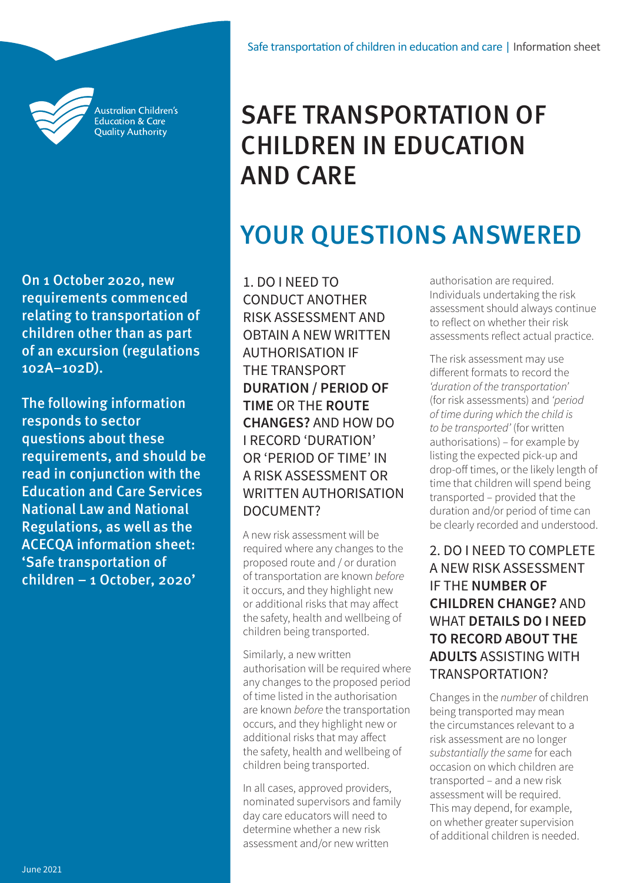Australian Children's Education & Care Quality Authority

# SAFE TRANSPORTATION OF CHILDREN IN EDUCATION AND CARE

## YOUR QUESTIONS ANSWERED

**On 1 October 2020, new requirements commenced relating to transportation of children other than as part of an excursion (regulations 102A–102D).**

**The following information responds to sector questions about these requirements, and should be read in conjunction with the Education and Care Services National Law and National Regulations, as well as the ACECQA information sheet: 'Safe transportation of children – 1 October, 2020'**

June 2021

### 1. DO I NEED TO CONDUCT ANOTHER RISK ASSESSMENT AND OBTAIN A NEW WRITTEN AUTHORISATION IF THE TRANSPORT **DURATION / PERIOD OF TIME** OR THE **ROUTE CHANGES?** AND HOW DO I RECORD 'DURATION' OR 'PERIOD OF TIME' IN A RISK ASSESSMENT OR WRITTEN AUTHORISATION DOCUMENT?

A new risk assessment will be required where any changes to the proposed route and / or duration of transportation are known *before* it occurs, and they highlight new or additional risks that may affect the safety, health and wellbeing of children being transported.

Similarly, a new written authorisation will be required where any changes to the proposed period of time listed in the authorisation are known *before* the transportation occurs, and they highlight new or additional risks that may affect the safety, health and wellbeing of children being transported.

In all cases, approved providers, nominated supervisors and family day care educators will need to determine whether a new risk assessment and/or new written authorisation are required. Individuals undertaking the risk assessment should always continue to reflect on whether their risk assessments reflect actual practice.

The risk assessment may use different formats to record the *'duration of the transportation'* (for risk assessments) and *'period of time during which the child is to be transported'* (for written authorisations) – for example by listing the expected pick-up and drop-off times, or the likely length of time that children will spend being transported – provided that the duration and/or period of time can be clearly recorded and understood.

### 2. DO I NEED TO COMPLETE A NEW RISK ASSESSMENT IF THE **NUMBER OF CHILDREN CHANGE?** AND WHAT **DETAILS DO I NEED TO RECORD ABOUT THE ADULTS** ASSISTING WITH TRANSPORTATION?

Changes in the *number* of children being transported may mean the circumstances relevant to a risk assessment are no longer *substantially the same* for each occasion on which children are transported – and a new risk assessment will be required. This may depend, for example, on whether greater supervision of additional children is needed.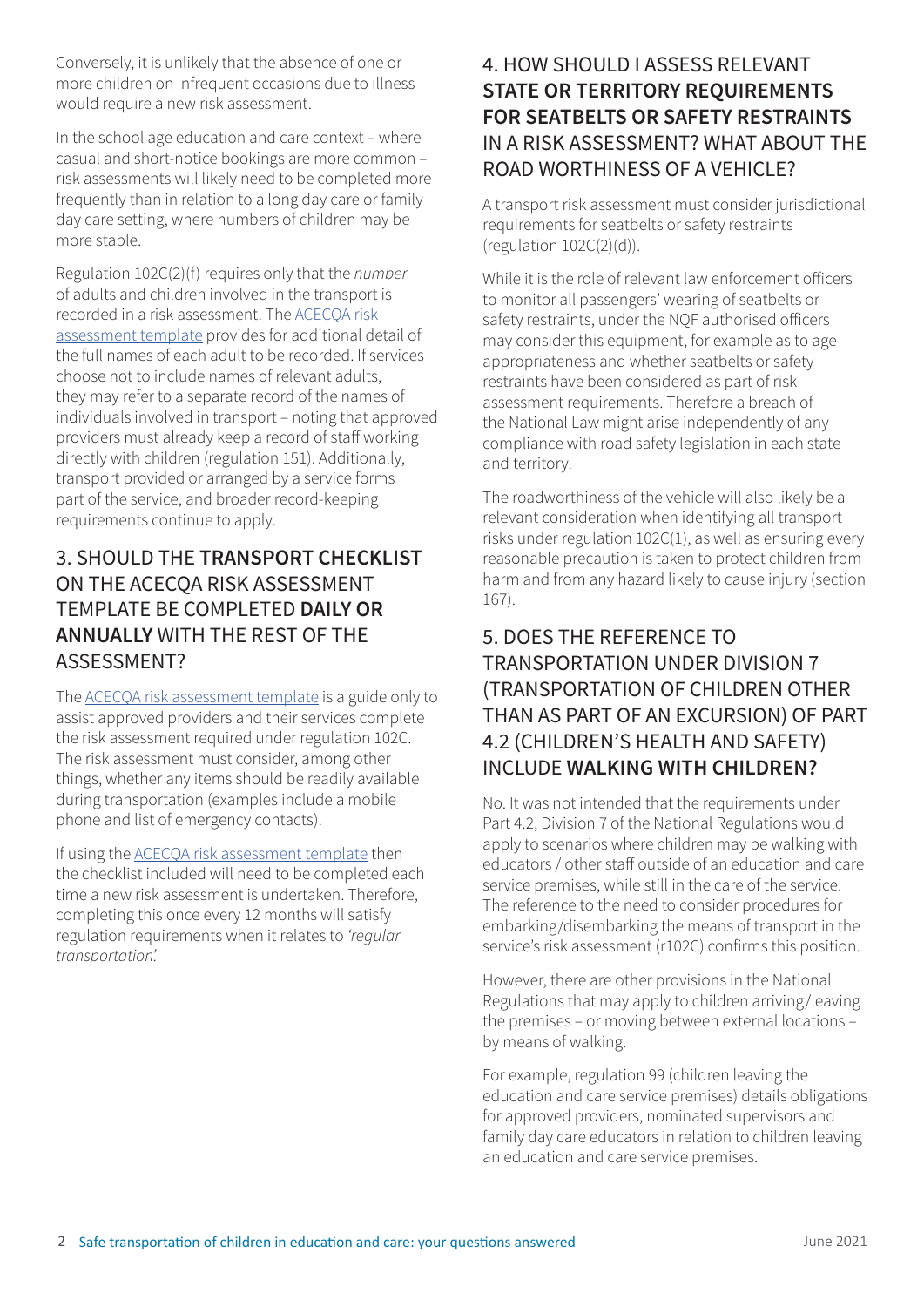Conversely, it is unlikely that the absence of one or more children on infrequent occasions due to illness would require a new risk assessment.

In the school age education and care context – where casual and short-notice bookings are more common – risk assessments will likely need to be completed more frequently than in relation to a long day care or family day care setting, where numbers of children may be more stable.

Regulation 102C(2)(f) requires only that the *number* of adults and children involved in the transport is recorded in a risk assessment. The ACECQA risk assessment template provides for additional detail of the full names of each adult to be recorded. If services choose not to include names of relevant adults, they may refer to a separate record of the names of individuals involved in transport – noting that approved providers must already keep a record of staff working directly with children (regulation 151). Additionally, transport provided or arranged by a service forms part of the service, and broader record-keeping requirements continue to apply.

## 3. SHOULD THE **TRANSPORT CHECKLIST** ON THE ACECQA RISK ASSESSMENT TEMPLATE BE COMPLETED **DAILY OR ANNUALLY** WITH THE REST OF THE ASSESSMENT?

The ACECQA risk assessment template is a guide only to assist approved providers and their services complete the risk assessment required under regulation 102C. The risk assessment must consider, among other things, whether any items should be readily available during transportation (examples include a mobile phone and list of emergency contacts).

If using the ACECQA risk assessment template then the checklist included will need to be completed each time a new risk assessment is undertaken. Therefore, completing this once every 12 months will satisfy regulation requirements when it relates to *'regular transportation'.*

## 4. HOW SHOULD I ASSESS RELEVANT **STATE OR TERRITORY REQUIREMENTS FOR SEATBELTS OR SAFETY RESTRAINTS** IN A RISK ASSESSMENT? WHAT ABOUT THE ROAD WORTHINESS OF A VEHICLE?

A transport risk assessment must consider jurisdictional requirements for seatbelts or safety restraints (regulation 102C(2)(d)).

While it is the role of relevant law enforcement officers to monitor all passengers' wearing of seatbelts or safety restraints, under the NQF authorised officers may consider this equipment, for example as to age appropriateness and whether seatbelts or safety restraints have been considered as part of risk assessment requirements. Therefore a breach of the National Law might arise independently of any compliance with road safety legislation in each state and territory.

The roadworthiness of the vehicle will also likely be a relevant consideration when identifying all transport risks under regulation 102C(1), as well as ensuring every reasonable precaution is taken to protect children from harm and from any hazard likely to cause injury (section 167).

## 5. DOES THE REFERENCE TO TRANSPORTATION UNDER DIVISION 7 (TRANSPORTATION OF CHILDREN OTHER THAN AS PART OF AN EXCURSION) OF PART 4.2 (CHILDREN'S HEALTH AND SAFETY) INCLUDE **WALKING WITH CHILDREN?**

No. It was not intended that the requirements under Part 4.2, Division 7 of the National Regulations would apply to scenarios where children may be walking with educators / other staff outside of an education and care service premises, while still in the care of the service. The reference to the need to consider procedures for embarking/disembarking the means of transport in the service's risk assessment (r102C) confirms this position.

However, there are other provisions in the National Regulations that may apply to children arriving/leaving the premises – or moving between external locations – by means of walking.

For example, regulation 99 (children leaving the education and care service premises) details obligations for approved providers, nominated supervisors and family day care educators in relation to children leaving an education and care service premises.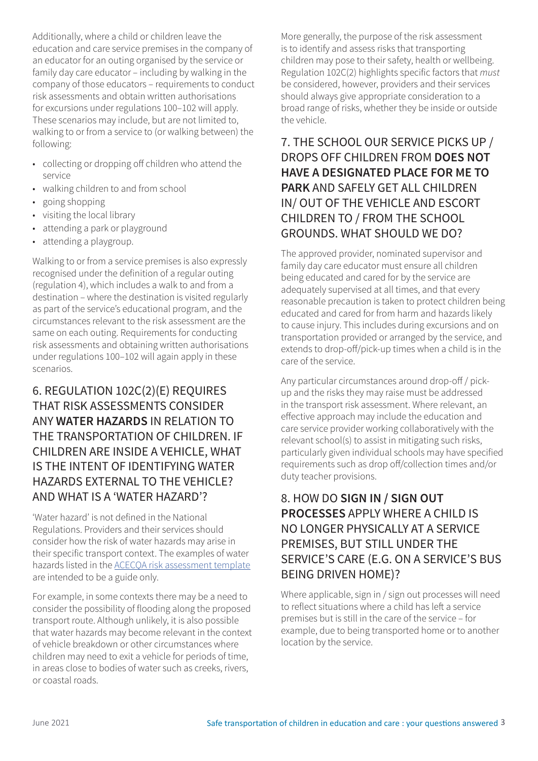Additionally, where a child or children leave the education and care service premises in the company of an educator for an outing organised by the service or family day care educator – including by walking in the company of those educators – requirements to conduct risk assessments and obtain written authorisations for excursions under regulations 100–102 will apply. These scenarios may include, but are not limited to, walking to or from a service to (or walking between) the following:

- collecting or dropping off children who attend the service
- walking children to and from school
- going shopping
- visiting the local library
- attending a park or playground
- attending a playgroup.

Walking to or from a service premises is also expressly recognised under the definition of a regular outing (regulation 4), which includes a walk to and from a destination – where the destination is visited regularly as part of the service's educational program, and the circumstances relevant to the risk assessment are the same on each outing. Requirements for conducting risk assessments and obtaining written authorisations under regulations 100–102 will again apply in these scenarios.

## 6. REGULATION 102C(2)(E) REQUIRES THAT RISK ASSESSMENTS CONSIDER ANY **WATER HAZARDS** IN RELATION TO THE TRANSPORTATION OF CHILDREN. IF CHILDREN ARE INSIDE A VEHICLE, WHAT IS THE INTENT OF IDENTIFYING WATER HAZARDS EXTERNAL TO THE VEHICLE? AND WHAT IS A 'WATER HAZARD'?

'Water hazard' is not defined in the National Regulations. Providers and their services should consider how the risk of water hazards may arise in their specific transport context. The examples of water hazards listed in the ACECQA risk assessment template are intended to be a guide only.

For example, in some contexts there may be a need to consider the possibility of flooding along the proposed transport route. Although unlikely, it is also possible that water hazards may become relevant in the context of vehicle breakdown or other circumstances where children may need to exit a vehicle for periods of time, in areas close to bodies of water such as creeks, rivers, or coastal roads.

More generally, the purpose of the risk assessment is to identify and assess risks that transporting children may pose to their safety, health or wellbeing. Regulation 102C(2) highlights specific factors that *must* be considered, however, providers and their services should always give appropriate consideration to a broad range of risks, whether they be inside or outside the vehicle.

## 7. THE SCHOOL OUR SERVICE PICKS UP / DROPS OFF CHILDREN FROM **DOES NOT HAVE A DESIGNATED PLACE FOR ME TO PARK** AND SAFELY GET ALL CHILDREN IN/ OUT OF THE VEHICLE AND ESCORT CHILDREN TO / FROM THE SCHOOL GROUNDS. WHAT SHOULD WE DO?

The approved provider, nominated supervisor and family day care educator must ensure all children being educated and cared for by the service are adequately supervised at all times, and that every reasonable precaution is taken to protect children being educated and cared for from harm and hazards likely to cause injury. This includes during excursions and on transportation provided or arranged by the service, and extends to drop-off/pick-up times when a child is in the care of the service.

Any particular circumstances around drop-off / pick-up and the risks they may raise must be addressed in the transport risk assessment. Where relevant, an effective approach may include the education and care service provider working collaboratively with the relevant school(s) to assist in mitigating such risks, particularly given individual schools may have specified requirements such as drop off/collection times and/or duty teacher provisions.

## 8. HOW DO **SIGN IN** / **SIGN OUT PROCESSES** APPLY WHERE A CHILD IS NO LONGER PHYSICALLY AT A SERVICE PREMISES, BUT STILL UNDER THE SERVICE'S CARE (E.G. ON A SERVICE'S BUS BEING DRIVEN HOME)?

Where applicable, sign in / sign out processes will need to reflect situations where a child has left a service premises but is still in the care of the service – for example, due to being transported home or to another location by the service.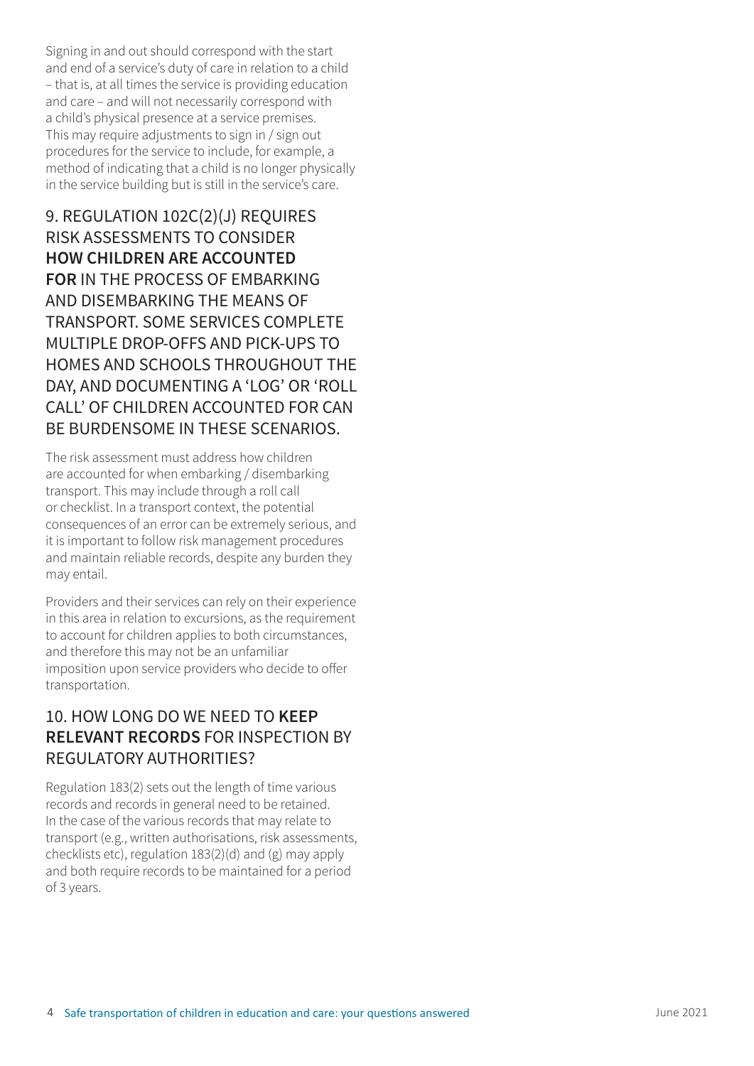Signing in and out should correspond with the start and end of a service's duty of care in relation to a child – that is, at all times the service is providing education and care – and will not necessarily correspond with a child's physical presence at a service premises. This may require adjustments to sign in / sign out procedures for the service to include, for example, a method of indicating that a child is no longer physically in the service building but is still in the service's care.

## 9. REGULATION 102C(2)(J) REQUIRES RISK ASSESSMENTS TO CONSIDER **HOW CHILDREN ARE ACCOUNTED FOR** IN THE PROCESS OF EMBARKING AND DISEMBARKING THE MEANS OF TRANSPORT. SOME SERVICES COMPLETE MULTIPLE DROP-OFFS AND PICK-UPS TO HOMES AND SCHOOLS THROUGHOUT THE DAY, AND DOCUMENTING A 'LOG' OR 'ROLL CALL' OF CHILDREN ACCOUNTED FOR CAN BE BURDENSOME IN THESE SCENARIOS.

The risk assessment must address how children are accounted for when embarking / disembarking transport. This may include through a roll call or checklist. In a transport context, the potential consequences of an error can be extremely serious, and it is important to follow risk management procedures and maintain reliable records, despite any burden they may entail.

Providers and their services can rely on their experience in this area in relation to excursions, as the requirement to account for children applies to both circumstances, and therefore this may not be an unfamiliar imposition upon service providers who decide to offer transportation.

## 10. HOW LONG DO WE NEED TO **KEEP RELEVANT RECORDS** FOR INSPECTION BY REGULATORY AUTHORITIES?

Regulation 183(2) sets out the length of time various records and records in general need to be retained. In the case of the various records that may relate to transport (e.g., written authorisations, risk assessments, checklists etc), regulation 183(2)(d) and (g) may apply and both require records to be maintained for a period of 3 years.